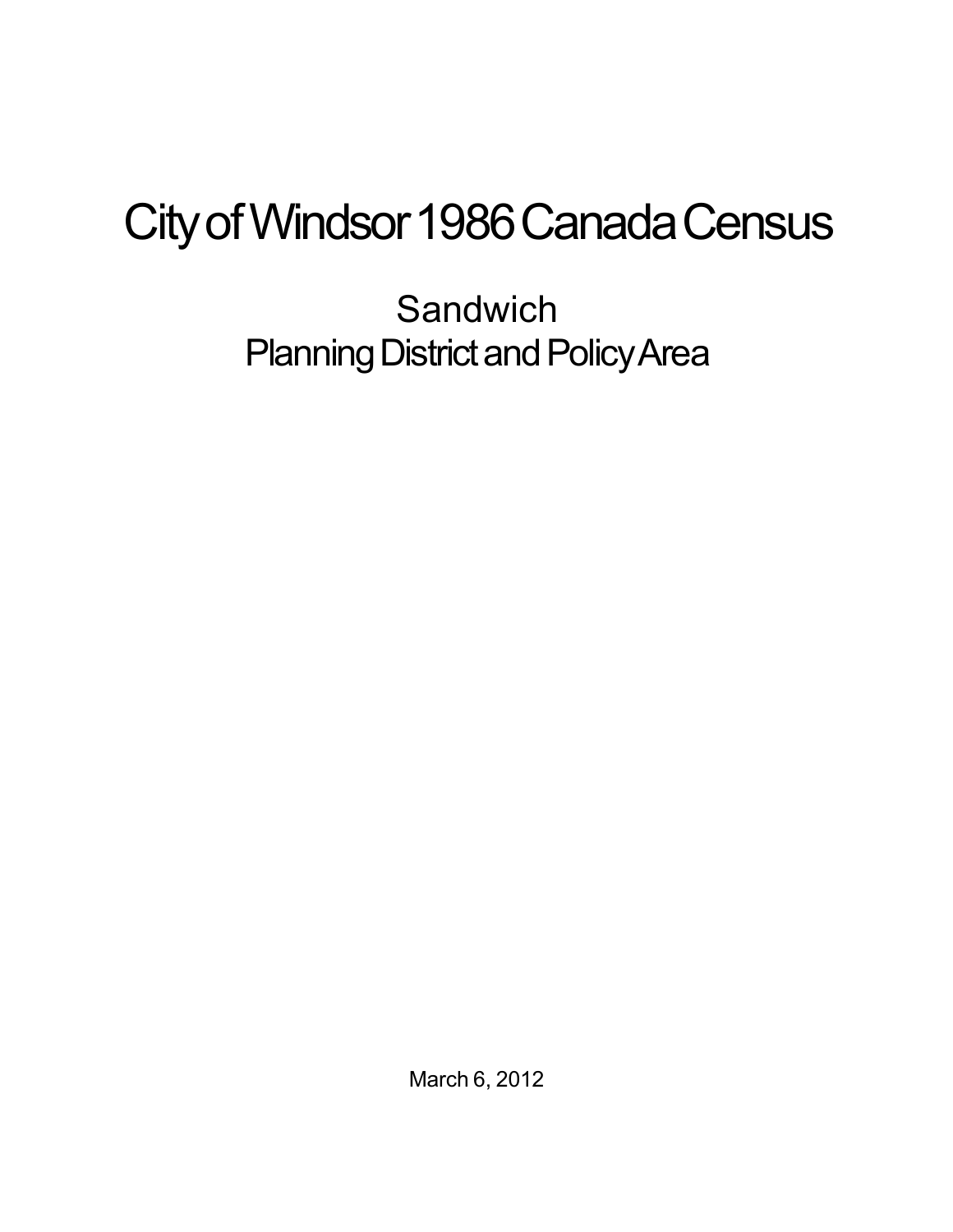# City of Windsor 1986 Canada Census

## Sandwich
## Planning District and Policy Area

March 6, 2012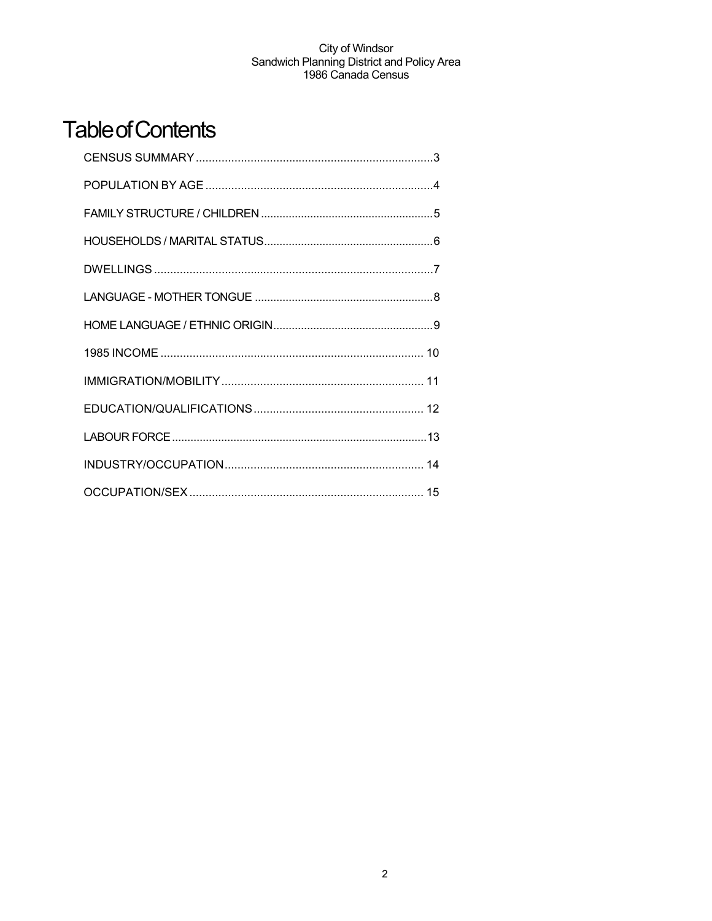# Table of Contents

- CENSUS SUMMARY ........................................................................ 3
- POPULATION BY AGE ..................................................................... 4
- FAMILY STRUCTURE / CHILDREN ...................................................... 5
- HOUSEHOLDS / MARITAL STATUS ..................................................... 6
- DWELLINGS ..................................................................................... 7
- LANGUAGE - MOTHER TONGUE ........................................................ 8
- HOME LANGUAGE / ETHNIC ORIGIN .................................................. 9
- 1985 INCOME ................................................................................. 10
- IMMIGRATION/MOBILITY ............................................................... 11
- EDUCATION/QUALIFICATIONS ...................................................... 12
- LABOUR FORCE ............................................................................. 13
- INDUSTRY/OCCUPATION .............................................................. 14
- OCCUPATION/SEX ......................................................................... 15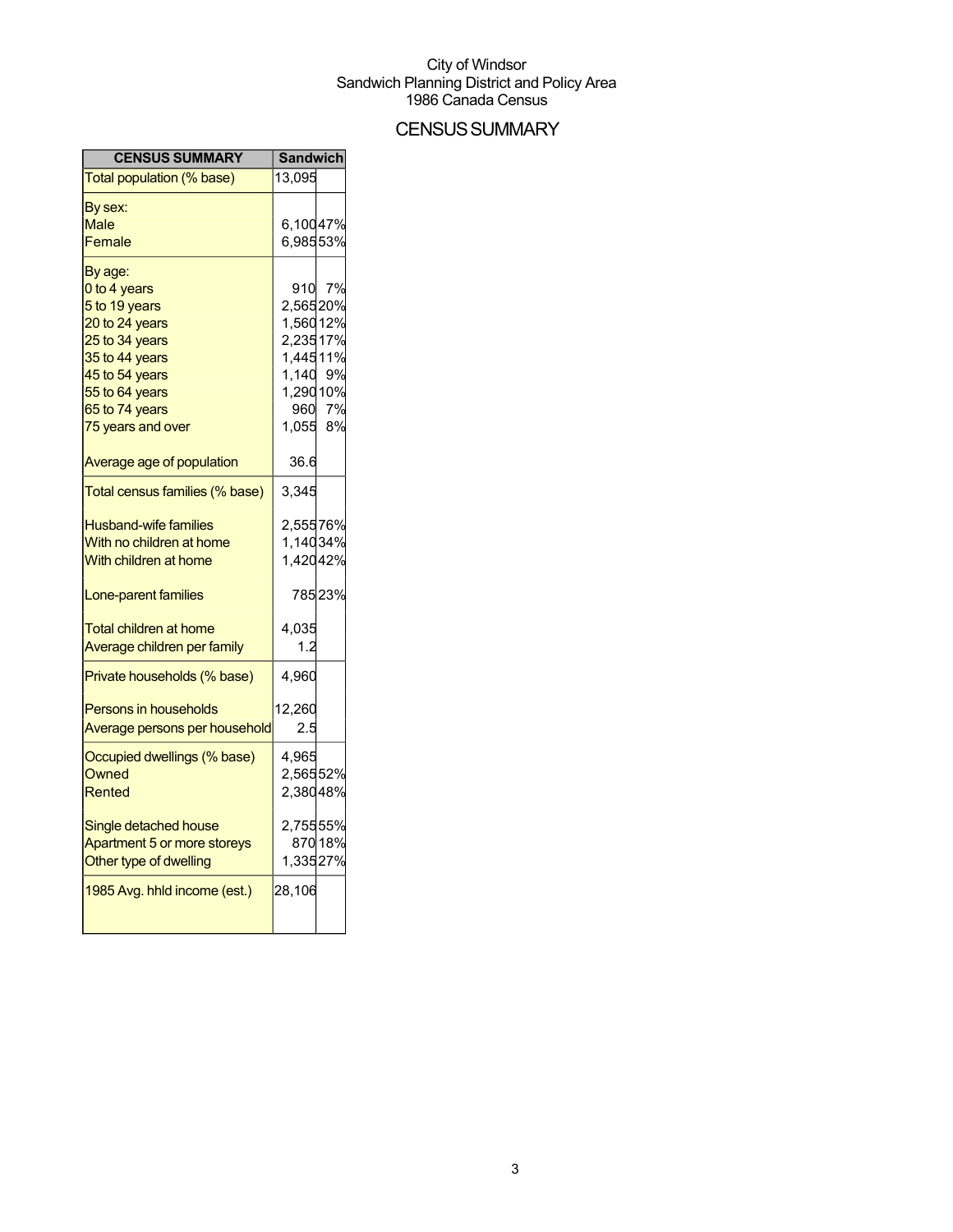City of Windsor
Sandwich Planning District and Policy Area
1986 Canada Census

# CENSUS SUMMARY

| CENSUS SUMMARY | Sandwich | |
|---|---|---|
| Total population (% base) | 13,095 | |
| By sex: | | |
| Male | 6,100 | 47% |
| Female | 6,985 | 53% |
| By age: | | |
| 0 to 4 years | 910 | 7% |
| 5 to 19 years | 2,565 | 20% |
| 20 to 24 years | 1,560 | 12% |
| 25 to 34 years | 2,235 | 17% |
| 35 to 44 years | 1,445 | 11% |
| 45 to 54 years | 1,140 | 9% |
| 55 to 64 years | 1,290 | 10% |
| 65 to 74 years | 960 | 7% |
| 75 years and over | 1,055 | 8% |
| Average age of population | 36.6 | |
| Total census families (% base) | 3,345 | |
| Husband-wife families | 2,555 | 76% |
| With no children at home | 1,140 | 34% |
| With children at home | 1,420 | 42% |
| Lone-parent families | 785 | 23% |
| Total children at home | 4,035 | |
| Average children per family | 1.2 | |
| Private households (% base) | 4,960 | |
| Persons in households | 12,260 | |
| Average persons per household | 2.5 | |
| Occupied dwellings (% base) | 4,965 | |
| Owned | 2,565 | 52% |
| Rented | 2,380 | 48% |
| Single detached house | 2,755 | 55% |
| Apartment 5 or more storeys | 870 | 18% |
| Other type of dwelling | 1,335 | 27% |
| 1985 Avg. hhld income (est.) | 28,106 | |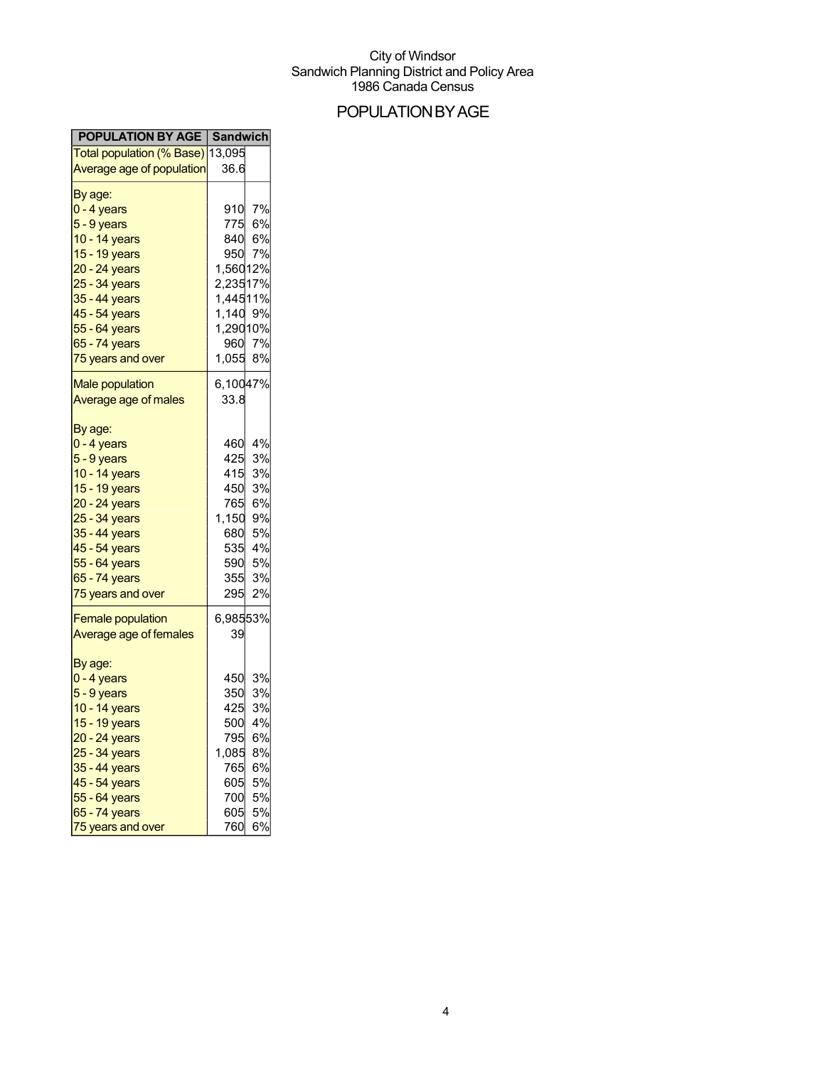City of Windsor
Sandwich Planning District and Policy Area
1986 Canada Census

# POPULATION BY AGE

| POPULATION BY AGE | Sandwich | |
|---|---|---|
| Total population (% Base) | 13,095 | |
| Average age of population | 36.6 | |
| By age: | | |
| 0 - 4 years | 910 | 7% |
| 5 - 9 years | 775 | 6% |
| 10 - 14 years | 840 | 6% |
| 15 - 19 years | 950 | 7% |
| 20 - 24 years | 1,560 | 12% |
| 25 - 34 years | 2,235 | 17% |
| 35 - 44 years | 1,445 | 11% |
| 45 - 54 years | 1,140 | 9% |
| 55 - 64 years | 1,290 | 10% |
| 65 - 74 years | 960 | 7% |
| 75 years and over | 1,055 | 8% |
| Male population | 6,100 | 47% |
| Average age of males | 33.8 | |
| By age: | | |
| 0 - 4 years | 460 | 4% |
| 5 - 9 years | 425 | 3% |
| 10 - 14 years | 415 | 3% |
| 15 - 19 years | 450 | 3% |
| 20 - 24 years | 765 | 6% |
| 25 - 34 years | 1,150 | 9% |
| 35 - 44 years | 680 | 5% |
| 45 - 54 years | 535 | 4% |
| 55 - 64 years | 590 | 5% |
| 65 - 74 years | 355 | 3% |
| 75 years and over | 295 | 2% |
| Female population | 6,985 | 53% |
| Average age of females | 39 | |
| By age: | | |
| 0 - 4 years | 450 | 3% |
| 5 - 9 years | 350 | 3% |
| 10 - 14 years | 425 | 3% |
| 15 - 19 years | 500 | 4% |
| 20 - 24 years | 795 | 6% |
| 25 - 34 years | 1,085 | 8% |
| 35 - 44 years | 765 | 6% |
| 45 - 54 years | 605 | 5% |
| 55 - 64 years | 700 | 5% |
| 65 - 74 years | 605 | 5% |
| 75 years and over | 760 | 6% |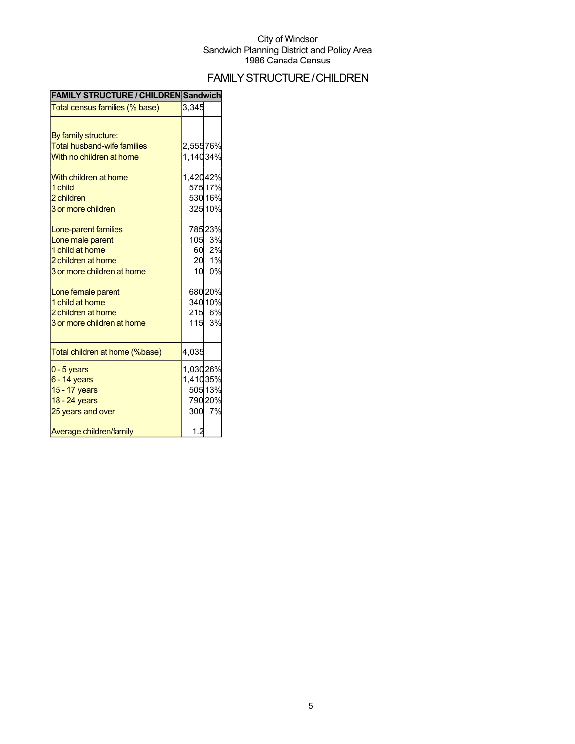City of Windsor
Sandwich Planning District and Policy Area
1986 Canada Census

# FAMILY STRUCTURE / CHILDREN

| FAMILY STRUCTURE / CHILDREN | Sandwich | |
|---|---|---|
| Total census families (% base) | 3,345 | |
| | | |
| By family structure: | | |
| Total husband-wife families | 2,555 | 76% |
| With no children at home | 1,140 | 34% |
| | | |
| With children at home | 1,420 | 42% |
| 1 child | 575 | 17% |
| 2 children | 530 | 16% |
| 3 or more children | 325 | 10% |
| | | |
| Lone-parent families | 785 | 23% |
| Lone male parent | 105 | 3% |
| 1 child at home | 60 | 2% |
| 2 children at home | 20 | 1% |
| 3 or more children at home | 10 | 0% |
| | | |
| Lone female parent | 680 | 20% |
| 1 child at home | 340 | 10% |
| 2 children at home | 215 | 6% |
| 3 or more children at home | 115 | 3% |
| | | |
| Total children at home (%base) | 4,035 | |
| 0 - 5 years | 1,030 | 26% |
| 6 - 14 years | 1,410 | 35% |
| 15 - 17 years | 505 | 13% |
| 18 - 24 years | 790 | 20% |
| 25 years and over | 300 | 7% |
| | | |
| Average children/family | 1.2 | |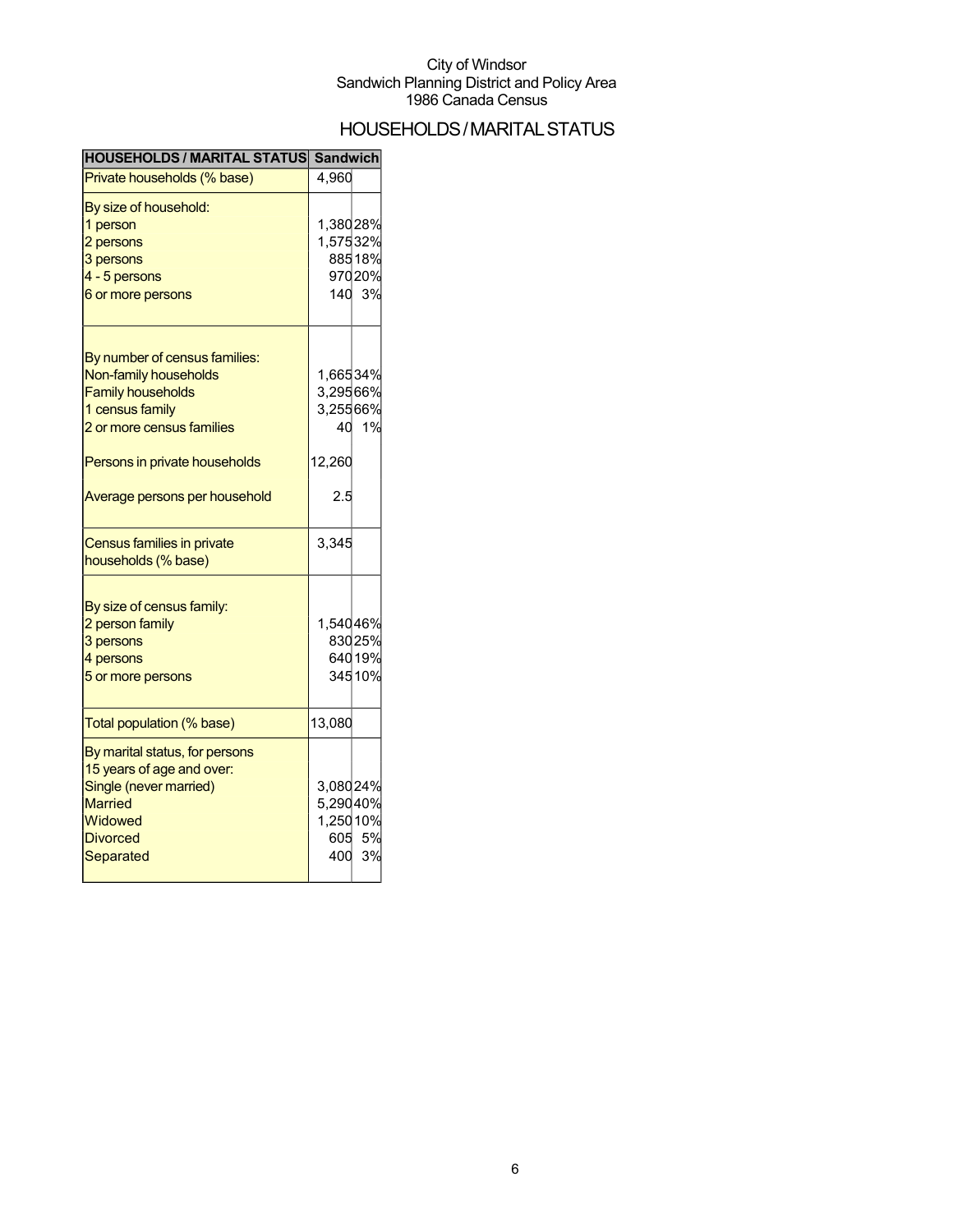City of Windsor
Sandwich Planning District and Policy Area
1986 Canada Census

# HOUSEHOLDS / MARITAL STATUS

| HOUSEHOLDS / MARITAL STATUS | Sandwich | |
|---|---|---|
| Private households (% base) | 4,960 | |
| By size of household: | | |
| 1 person | 1,380 | 28% |
| 2 persons | 1,575 | 32% |
| 3 persons | 885 | 18% |
| 4 - 5 persons | 970 | 20% |
| 6 or more persons | 140 | 3% |
| By number of census families: | | |
| Non-family households | 1,665 | 34% |
| Family households | 3,295 | 66% |
| 1 census family | 3,255 | 66% |
| 2 or more census families | 40 | 1% |
| Persons in private households | 12,260 | |
| Average persons per household | 2.5 | |
| Census families in private households (% base) | 3,345 | |
| By size of census family: | | |
| 2 person family | 1,540 | 46% |
| 3 persons | 830 | 25% |
| 4 persons | 640 | 19% |
| 5 or more persons | 345 | 10% |
| Total population (% base) | 13,080 | |
| By marital status, for persons 15 years of age and over: | | |
| Single (never married) | 3,080 | 24% |
| Married | 5,290 | 40% |
| Widowed | 1,250 | 10% |
| Divorced | 605 | 5% |
| Separated | 400 | 3% |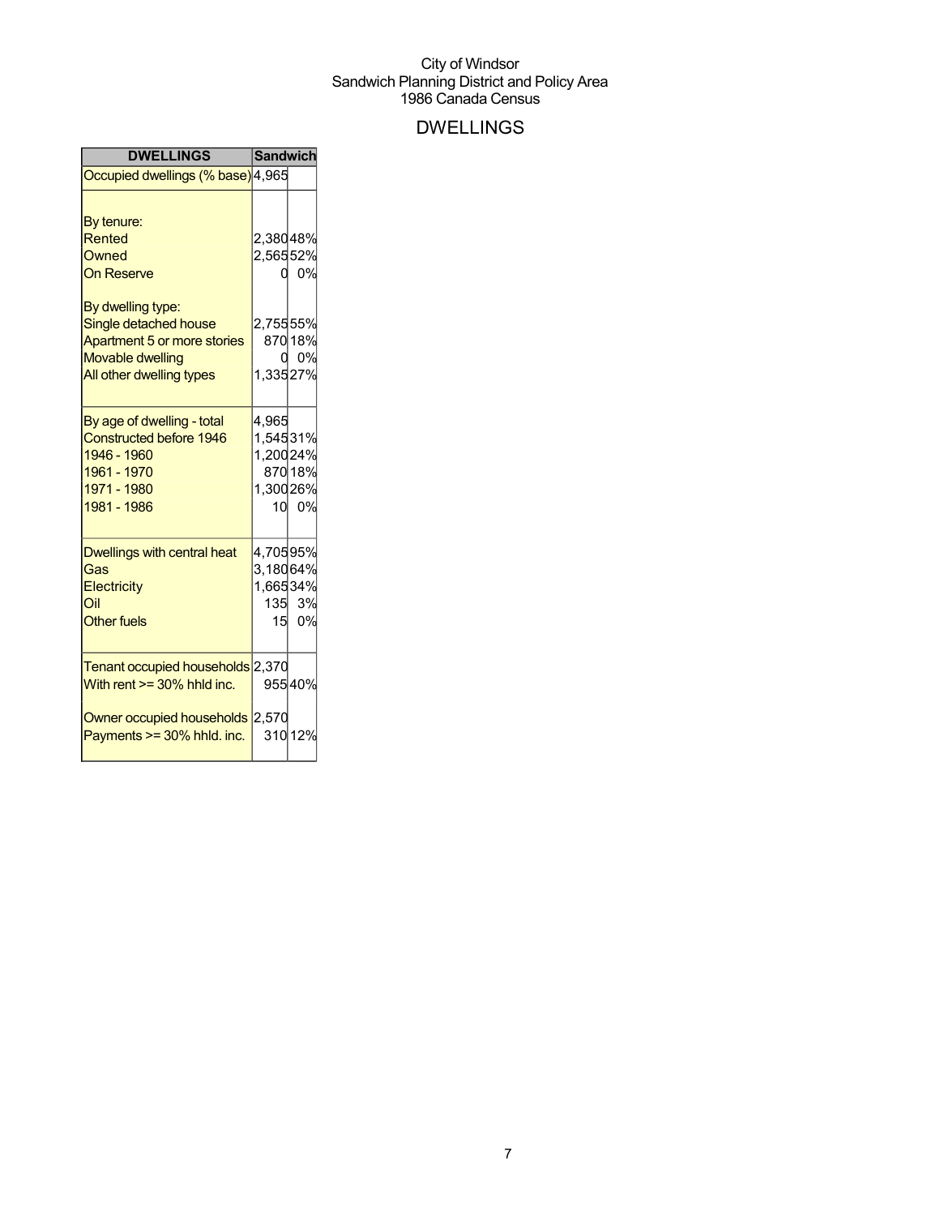City of Windsor
Sandwich Planning District and Policy Area
1986 Canada Census

# DWELLINGS

| DWELLINGS | Sandwich | |
|---|---|---|
| Occupied dwellings (% base) | 4,965 | |
| | | |
| By tenure: | | |
| Rented | 2,380 | 48% |
| Owned | 2,565 | 52% |
| On Reserve | 0 | 0% |
| | | |
| By dwelling type: | | |
| Single detached house | 2,755 | 55% |
| Apartment 5 or more stories | 870 | 18% |
| Movable dwelling | 0 | 0% |
| All other dwelling types | 1,335 | 27% |
| | | |
| By age of dwelling - total | 4,965 | |
| Constructed before 1946 | 1,545 | 31% |
| 1946 - 1960 | 1,200 | 24% |
| 1961 - 1970 | 870 | 18% |
| 1971 - 1980 | 1,300 | 26% |
| 1981 - 1986 | 10 | 0% |
| | | |
| Dwellings with central heat | 4,705 | 95% |
| Gas | 3,180 | 64% |
| Electricity | 1,665 | 34% |
| Oil | 135 | 3% |
| Other fuels | 15 | 0% |
| | | |
| Tenant occupied households | 2,370 | |
| With rent >= 30% hhld inc. | 955 | 40% |
| | | |
| Owner occupied households | 2,570 | |
| Payments >= 30% hhld. inc. | 310 | 12% |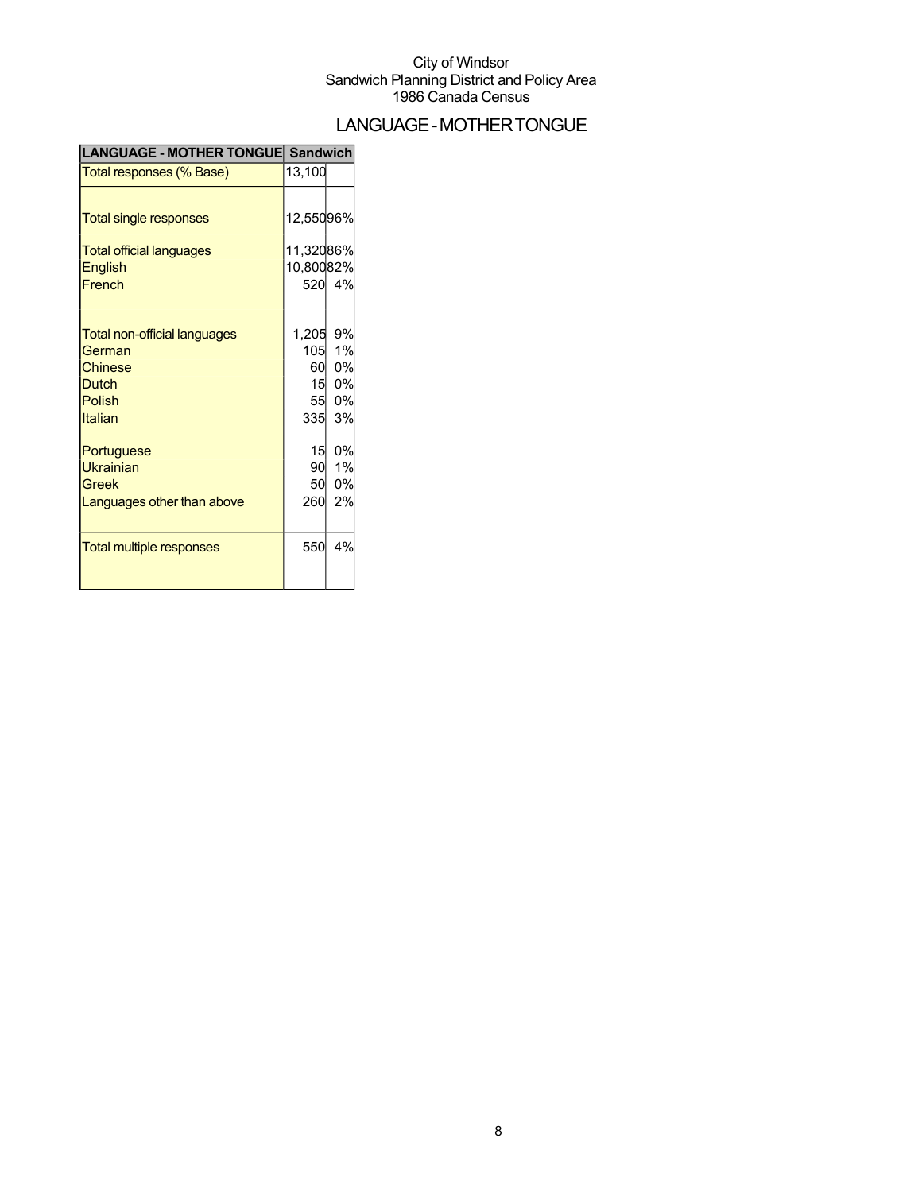City of Windsor
Sandwich Planning District and Policy Area
1986 Canada Census

# LANGUAGE - MOTHER TONGUE

| LANGUAGE - MOTHER TONGUE | Sandwich | |
|---|---|---|
| Total responses (% Base) | 13,100 | |
| Total single responses | 12,550 | 96% |
| Total official languages | 11,320 | 86% |
| English | 10,800 | 82% |
| French | 520 | 4% |
| Total non-official languages | 1,205 | 9% |
| German | 105 | 1% |
| Chinese | 60 | 0% |
| Dutch | 15 | 0% |
| Polish | 55 | 0% |
| Italian | 335 | 3% |
| Portuguese | 15 | 0% |
| Ukrainian | 90 | 1% |
| Greek | 50 | 0% |
| Languages other than above | 260 | 2% |
| Total multiple responses | 550 | 4% |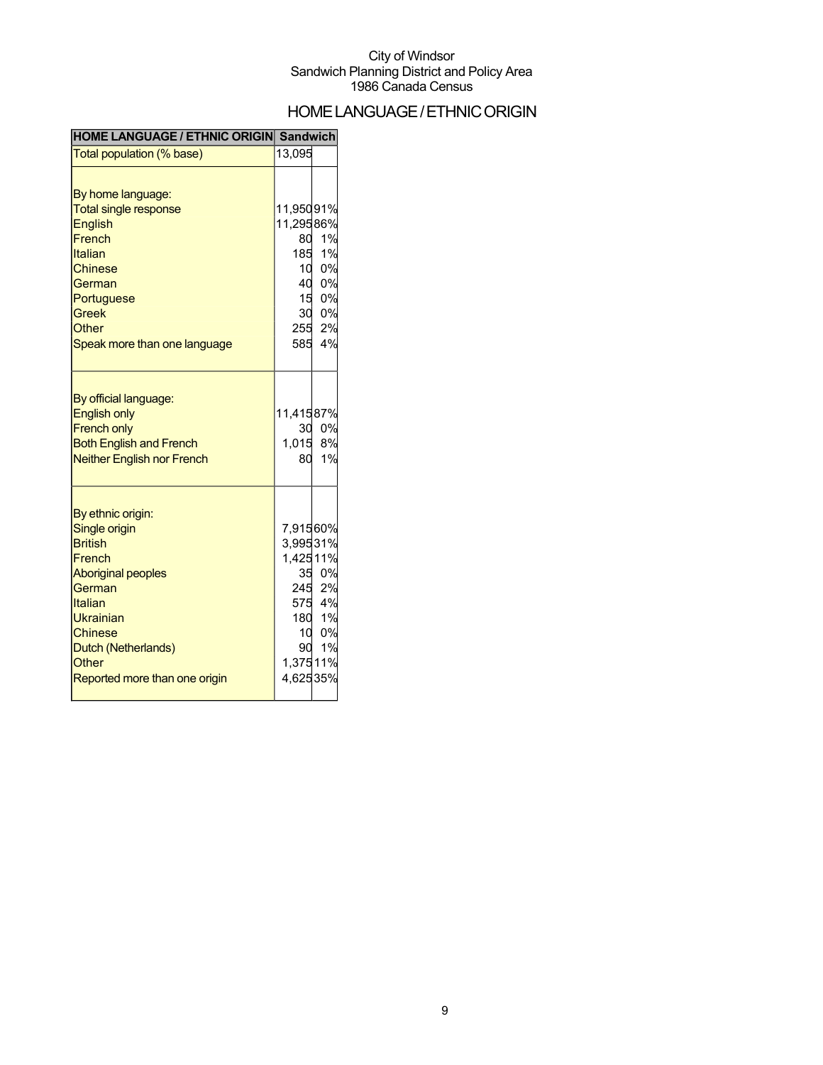City of Windsor
Sandwich Planning District and Policy Area
1986 Canada Census

# HOME LANGUAGE / ETHNIC ORIGIN

| HOME LANGUAGE / ETHNIC ORIGIN | Sandwich | |
|---|---|---|
| Total population (% base) | 13,095 | |
| | | |
| By home language: | | |
| Total single response | 11,950 | 91% |
| English | 11,295 | 86% |
| French | 80 | 1% |
| Italian | 185 | 1% |
| Chinese | 10 | 0% |
| German | 40 | 0% |
| Portuguese | 15 | 0% |
| Greek | 30 | 0% |
| Other | 255 | 2% |
| Speak more than one language | 585 | 4% |
| | | |
| By official language: | | |
| English only | 11,415 | 87% |
| French only | 30 | 0% |
| Both English and French | 1,015 | 8% |
| Neither English nor French | 80 | 1% |
| | | |
| By ethnic origin: | | |
| Single origin | 7,915 | 60% |
| British | 3,995 | 31% |
| French | 1,425 | 11% |
| Aboriginal peoples | 35 | 0% |
| German | 245 | 2% |
| Italian | 575 | 4% |
| Ukrainian | 180 | 1% |
| Chinese | 10 | 0% |
| Dutch (Netherlands) | 90 | 1% |
| Other | 1,375 | 11% |
| Reported more than one origin | 4,625 | 35% |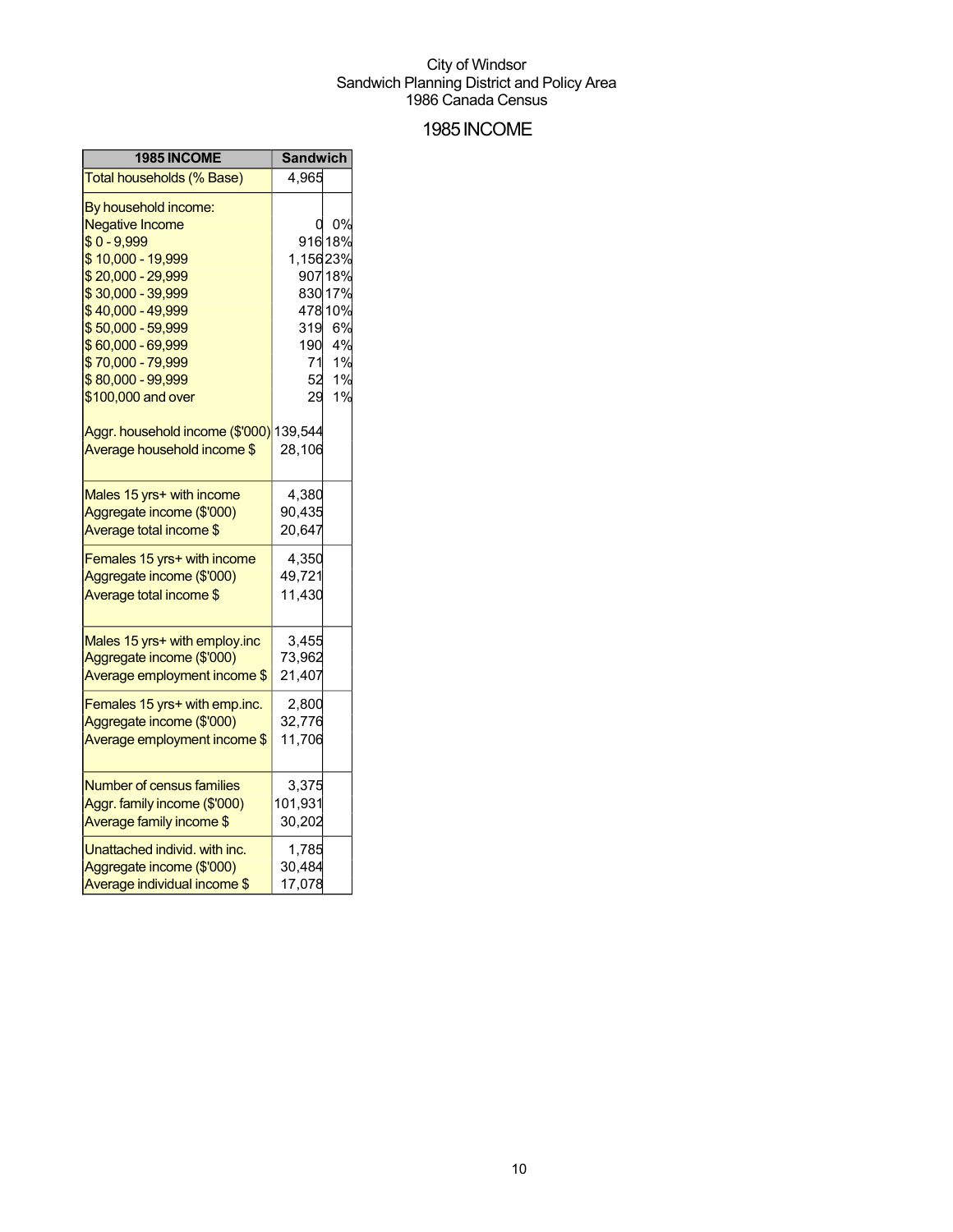City of Windsor
Sandwich Planning District and Policy Area
1986 Canada Census

# 1985 INCOME

| 1985 INCOME | Sandwich | |
|---|---|---|
| Total households (% Base) | 4,965 | |
| By household income: | | |
| Negative Income | 0 | 0% |
| $ 0 - 9,999 | 916 | 18% |
| $ 10,000 - 19,999 | 1,156 | 23% |
| $ 20,000 - 29,999 | 907 | 18% |
| $ 30,000 - 39,999 | 830 | 17% |
| $ 40,000 - 49,999 | 478 | 10% |
| $ 50,000 - 59,999 | 319 | 6% |
| $ 60,000 - 69,999 | 190 | 4% |
| $ 70,000 - 79,999 | 71 | 1% |
| $ 80,000 - 99,999 | 52 | 1% |
| $100,000 and over | 29 | 1% |
| Aggr. household income ($'000) | 139,544 | |
| Average household income $ | 28,106 | |
| Males 15 yrs+ with income | 4,380 | |
| Aggregate income ($'000) | 90,435 | |
| Average total income $ | 20,647 | |
| Females 15 yrs+ with income | 4,350 | |
| Aggregate income ($'000) | 49,721 | |
| Average total income $ | 11,430 | |
| Males 15 yrs+ with employ.inc | 3,455 | |
| Aggregate income ($'000) | 73,962 | |
| Average employment income $ | 21,407 | |
| Females 15 yrs+ with emp.inc. | 2,800 | |
| Aggregate income ($'000) | 32,776 | |
| Average employment income $ | 11,706 | |
| Number of census families | 3,375 | |
| Aggr. family income ($'000) | 101,931 | |
| Average family income $ | 30,202 | |
| Unattached individ. with inc. | 1,785 | |
| Aggregate income ($'000) | 30,484 | |
| Average individual income $ | 17,078 | |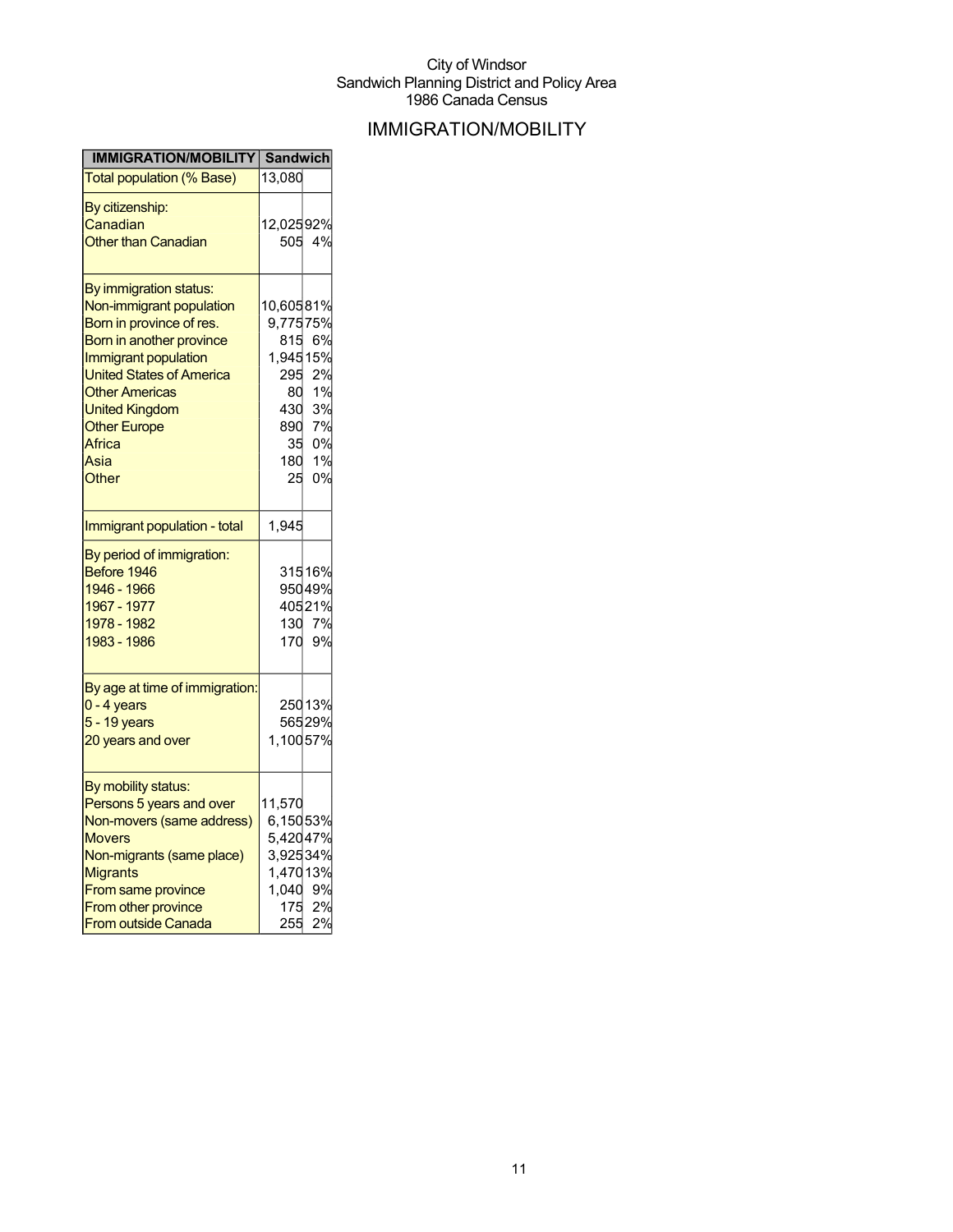City of Windsor
Sandwich Planning District and Policy Area
1986 Canada Census

# IMMIGRATION/MOBILITY

| IMMIGRATION/MOBILITY | Sandwich | |
|---|---|---|
| Total population (% Base) | 13,080 | |
| By citizenship: | | |
| Canadian | 12,025 | 92% |
| Other than Canadian | 505 | 4% |
| By immigration status: | | |
| Non-immigrant population | 10,605 | 81% |
| Born in province of res. | 9,775 | 75% |
| Born in another province | 815 | 6% |
| Immigrant population | 1,945 | 15% |
| United States of America | 295 | 2% |
| Other Americas | 80 | 1% |
| United Kingdom | 430 | 3% |
| Other Europe | 890 | 7% |
| Africa | 35 | 0% |
| Asia | 180 | 1% |
| Other | 25 | 0% |
| Immigrant population - total | 1,945 | |
| By period of immigration: | | |
| Before 1946 | 315 | 16% |
| 1946 - 1966 | 950 | 49% |
| 1967 - 1977 | 405 | 21% |
| 1978 - 1982 | 130 | 7% |
| 1983 - 1986 | 170 | 9% |
| By age at time of immigration: | | |
| 0 - 4 years | 250 | 13% |
| 5 - 19 years | 565 | 29% |
| 20 years and over | 1,100 | 57% |
| By mobility status: | | |
| Persons 5 years and over | 11,570 | |
| Non-movers (same address) | 6,150 | 53% |
| Movers | 5,420 | 47% |
| Non-migrants (same place) | 3,925 | 34% |
| Migrants | 1,470 | 13% |
| From same province | 1,040 | 9% |
| From other province | 175 | 2% |
| From outside Canada | 255 | 2% |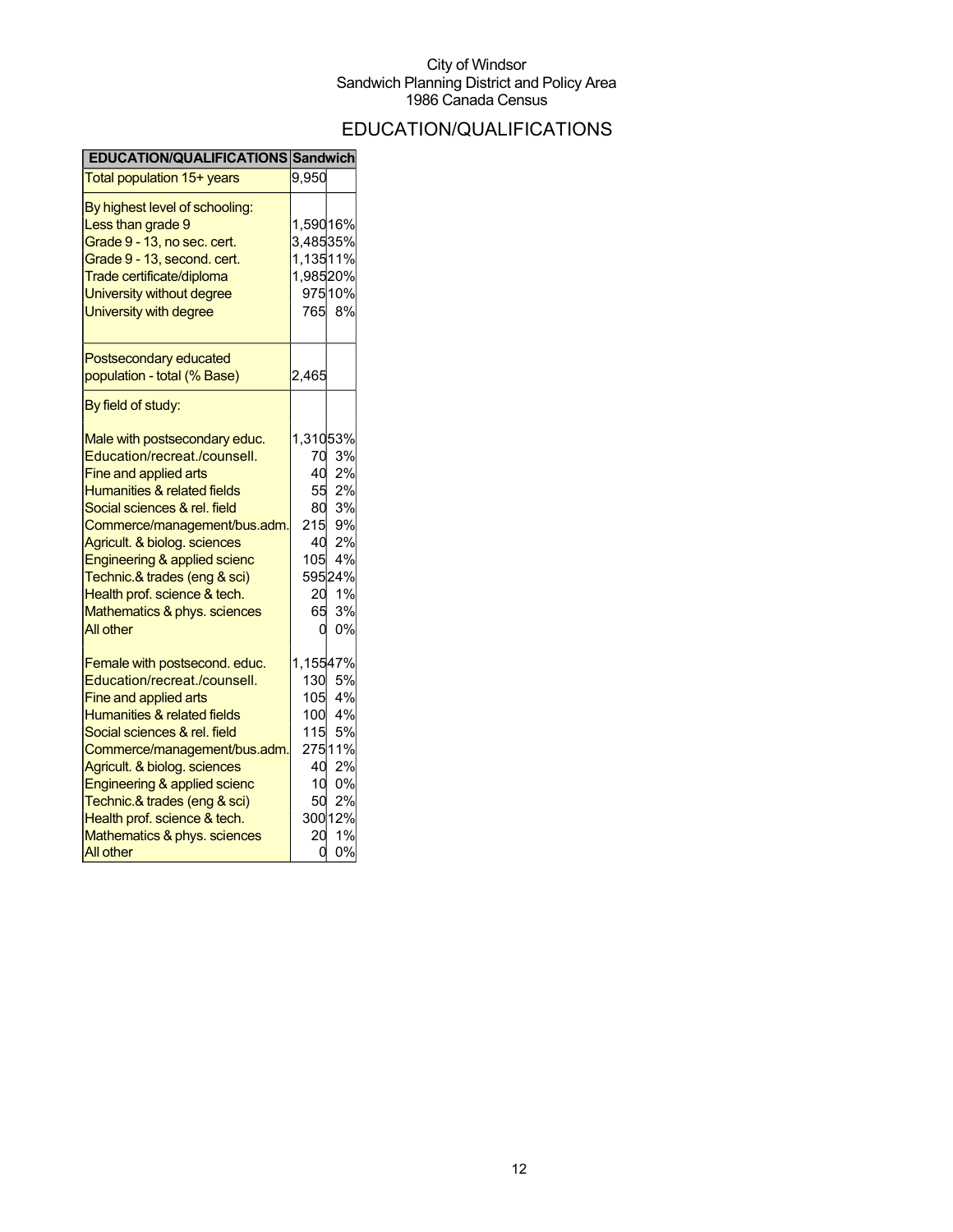City of Windsor
Sandwich Planning District and Policy Area
1986 Canada Census

# EDUCATION/QUALIFICATIONS

| EDUCATION/QUALIFICATIONS | Sandwich | |
|---|---|---|
| Total population 15+ years | 9,950 | |
| By highest level of schooling: | | |
| Less than grade 9 | 1,590 | 16% |
| Grade 9 - 13, no sec. cert. | 3,485 | 35% |
| Grade 9 - 13, second. cert. | 1,135 | 11% |
| Trade certificate/diploma | 1,985 | 20% |
| University without degree | 975 | 10% |
| University with degree | 765 | 8% |
| Postsecondary educated population - total (% Base) | 2,465 | |
| By field of study: | | |
| Male with postsecondary educ. | 1,310 | 53% |
| Education/recreat./counsell. | 70 | 3% |
| Fine and applied arts | 40 | 2% |
| Humanities & related fields | 55 | 2% |
| Social sciences & rel. field | 80 | 3% |
| Commerce/management/bus.adm. | 215 | 9% |
| Agricult. & biolog. sciences | 40 | 2% |
| Engineering & applied scienc | 105 | 4% |
| Technic.& trades (eng & sci) | 595 | 24% |
| Health prof. science & tech. | 20 | 1% |
| Mathematics & phys. sciences | 65 | 3% |
| All other | 0 | 0% |
| Female with postsecond. educ. | 1,155 | 47% |
| Education/recreat./counsell. | 130 | 5% |
| Fine and applied arts | 105 | 4% |
| Humanities & related fields | 100 | 4% |
| Social sciences & rel. field | 115 | 5% |
| Commerce/management/bus.adm. | 275 | 11% |
| Agricult. & biolog. sciences | 40 | 2% |
| Engineering & applied scienc | 10 | 0% |
| Technic.& trades (eng & sci) | 50 | 2% |
| Health prof. science & tech. | 300 | 12% |
| Mathematics & phys. sciences | 20 | 1% |
| All other | 0 | 0% |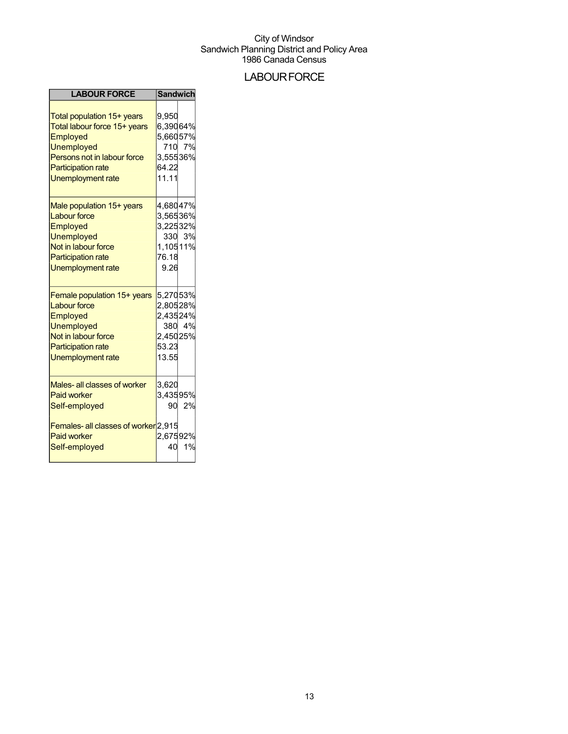City of Windsor
Sandwich Planning District and Policy Area
1986 Canada Census

# LABOUR FORCE

| LABOUR FORCE | Sandwich | |
|---|---|---|
| Total population 15+ years | 9,950 | |
| Total labour force 15+ years | 6,390 | 64% |
| Employed | 5,660 | 57% |
| Unemployed | 710 | 7% |
| Persons not in labour force | 3,555 | 36% |
| Participation rate | 64.22 | |
| Unemployment rate | 11.11 | |
| Male population 15+ years | 4,680 | 47% |
| Labour force | 3,565 | 36% |
| Employed | 3,225 | 32% |
| Unemployed | 330 | 3% |
| Not in labour force | 1,105 | 11% |
| Participation rate | 76.18 | |
| Unemployment rate | 9.26 | |
| Female population 15+ years | 5,270 | 53% |
| Labour force | 2,805 | 28% |
| Employed | 2,435 | 24% |
| Unemployed | 380 | 4% |
| Not in labour force | 2,450 | 25% |
| Participation rate | 53.23 | |
| Unemployment rate | 13.55 | |
| Males- all classes of worker | 3,620 | |
| Paid worker | 3,435 | 95% |
| Self-employed | 90 | 2% |
| Females- all classes of worker | 2,915 | |
| Paid worker | 2,675 | 92% |
| Self-employed | 40 | 1% |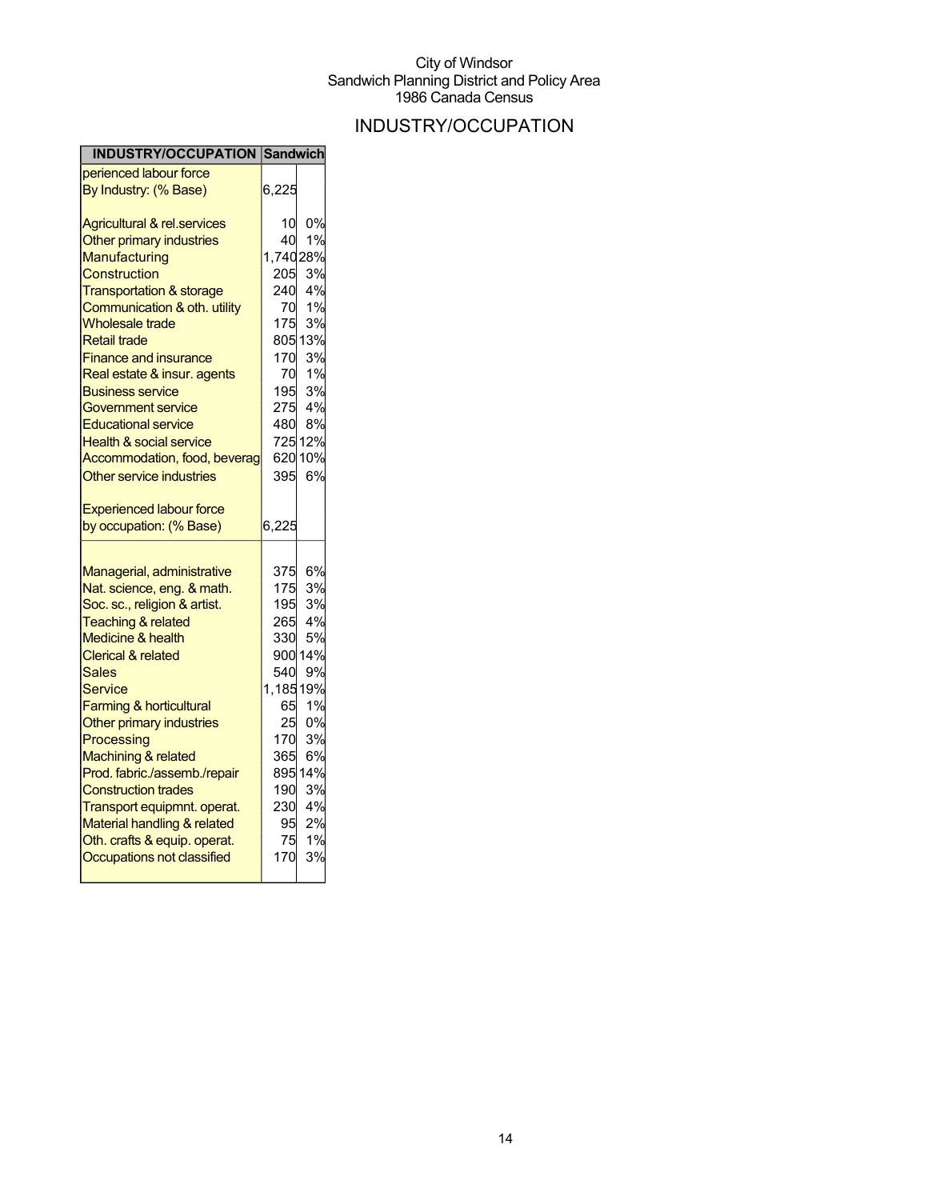City of Windsor
Sandwich Planning District and Policy Area
1986 Canada Census

# INDUSTRY/OCCUPATION

| INDUSTRY/OCCUPATION | Sandwich | |
|---|---|---|
| perienced labour force | | |
| By Industry: (% Base) | 6,225 | |
| Agricultural & rel.services | 10 | 0% |
| Other primary industries | 40 | 1% |
| Manufacturing | 1,740 | 28% |
| Construction | 205 | 3% |
| Transportation & storage | 240 | 4% |
| Communication & oth. utility | 70 | 1% |
| Wholesale trade | 175 | 3% |
| Retail trade | 805 | 13% |
| Finance and insurance | 170 | 3% |
| Real estate & insur. agents | 70 | 1% |
| Business service | 195 | 3% |
| Government service | 275 | 4% |
| Educational service | 480 | 8% |
| Health & social service | 725 | 12% |
| Accommodation, food, beverag | 620 | 10% |
| Other service industries | 395 | 6% |
| Experienced labour force | | |
| by occupation: (% Base) | 6,225 | |
| Managerial, administrative | 375 | 6% |
| Nat. science, eng. & math. | 175 | 3% |
| Soc. sc., religion & artist. | 195 | 3% |
| Teaching & related | 265 | 4% |
| Medicine & health | 330 | 5% |
| Clerical & related | 900 | 14% |
| Sales | 540 | 9% |
| Service | 1,185 | 19% |
| Farming & horticultural | 65 | 1% |
| Other primary industries | 25 | 0% |
| Processing | 170 | 3% |
| Machining & related | 365 | 6% |
| Prod. fabric./assemb./repair | 895 | 14% |
| Construction trades | 190 | 3% |
| Transport equipmnt. operat. | 230 | 4% |
| Material handling & related | 95 | 2% |
| Oth. crafts & equip. operat. | 75 | 1% |
| Occupations not classified | 170 | 3% |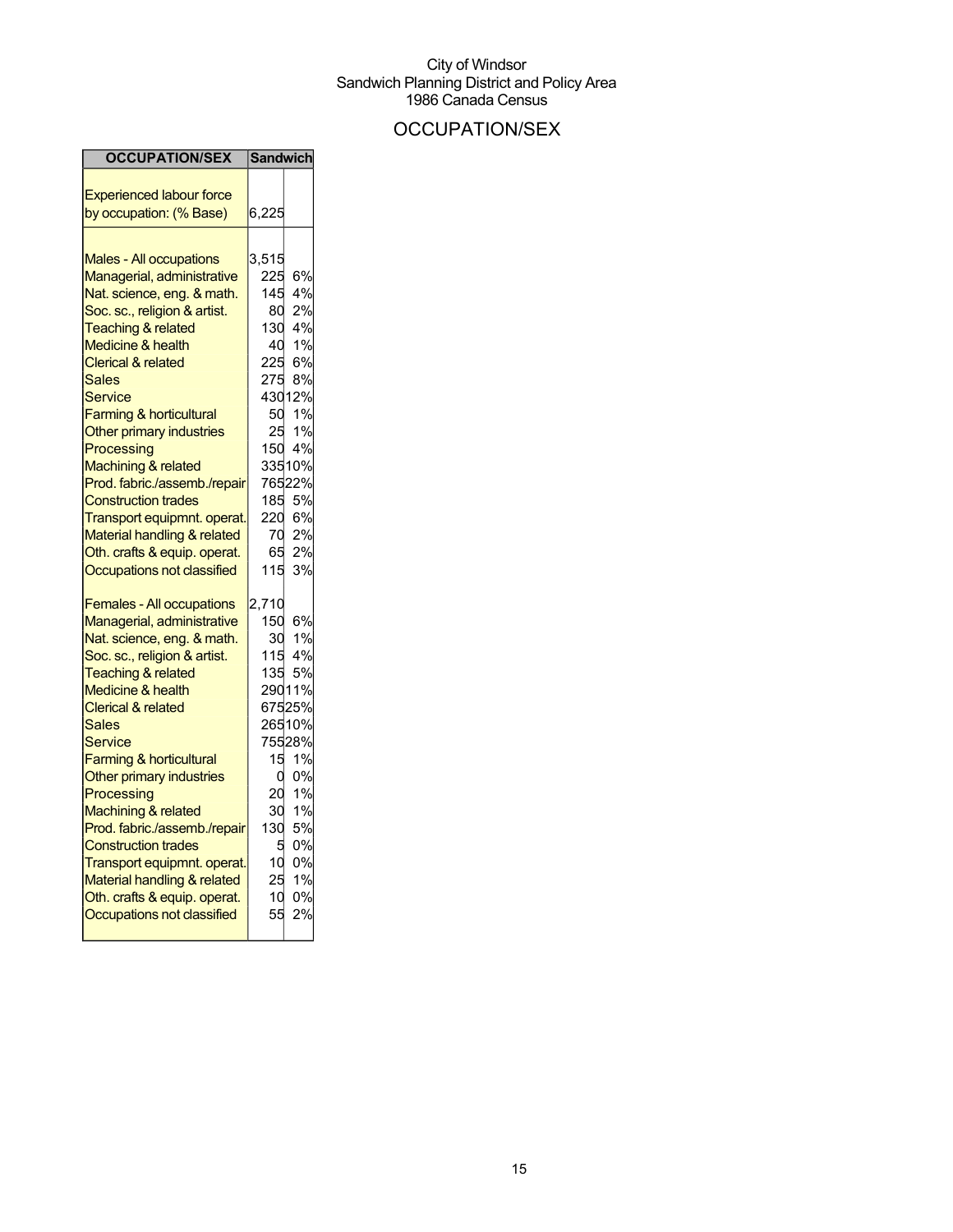City of Windsor
Sandwich Planning District and Policy Area
1986 Canada Census

# OCCUPATION/SEX

| OCCUPATION/SEX | Sandwich | |
|---|---|---|
| Experienced labour force by occupation: (% Base) | 6,225 | |
| | | |
| Males - All occupations | 3,515 | |
| Managerial, administrative | 225 | 6% |
| Nat. science, eng. & math. | 145 | 4% |
| Soc. sc., religion & artist. | 80 | 2% |
| Teaching & related | 130 | 4% |
| Medicine & health | 40 | 1% |
| Clerical & related | 225 | 6% |
| Sales | 275 | 8% |
| Service | 430 | 12% |
| Farming & horticultural | 50 | 1% |
| Other primary industries | 25 | 1% |
| Processing | 150 | 4% |
| Machining & related | 335 | 10% |
| Prod. fabric./assemb./repair | 765 | 22% |
| Construction trades | 185 | 5% |
| Transport equipmnt. operat. | 220 | 6% |
| Material handling & related | 70 | 2% |
| Oth. crafts & equip. operat. | 65 | 2% |
| Occupations not classified | 115 | 3% |
| | | |
| Females - All occupations | 2,710 | |
| Managerial, administrative | 150 | 6% |
| Nat. science, eng. & math. | 30 | 1% |
| Soc. sc., religion & artist. | 115 | 4% |
| Teaching & related | 135 | 5% |
| Medicine & health | 290 | 11% |
| Clerical & related | 675 | 25% |
| Sales | 265 | 10% |
| Service | 755 | 28% |
| Farming & horticultural | 15 | 1% |
| Other primary industries | 0 | 0% |
| Processing | 20 | 1% |
| Machining & related | 30 | 1% |
| Prod. fabric./assemb./repair | 130 | 5% |
| Construction trades | 5 | 0% |
| Transport equipmnt. operat. | 10 | 0% |
| Material handling & related | 25 | 1% |
| Oth. crafts & equip. operat. | 10 | 0% |
| Occupations not classified | 55 | 2% |